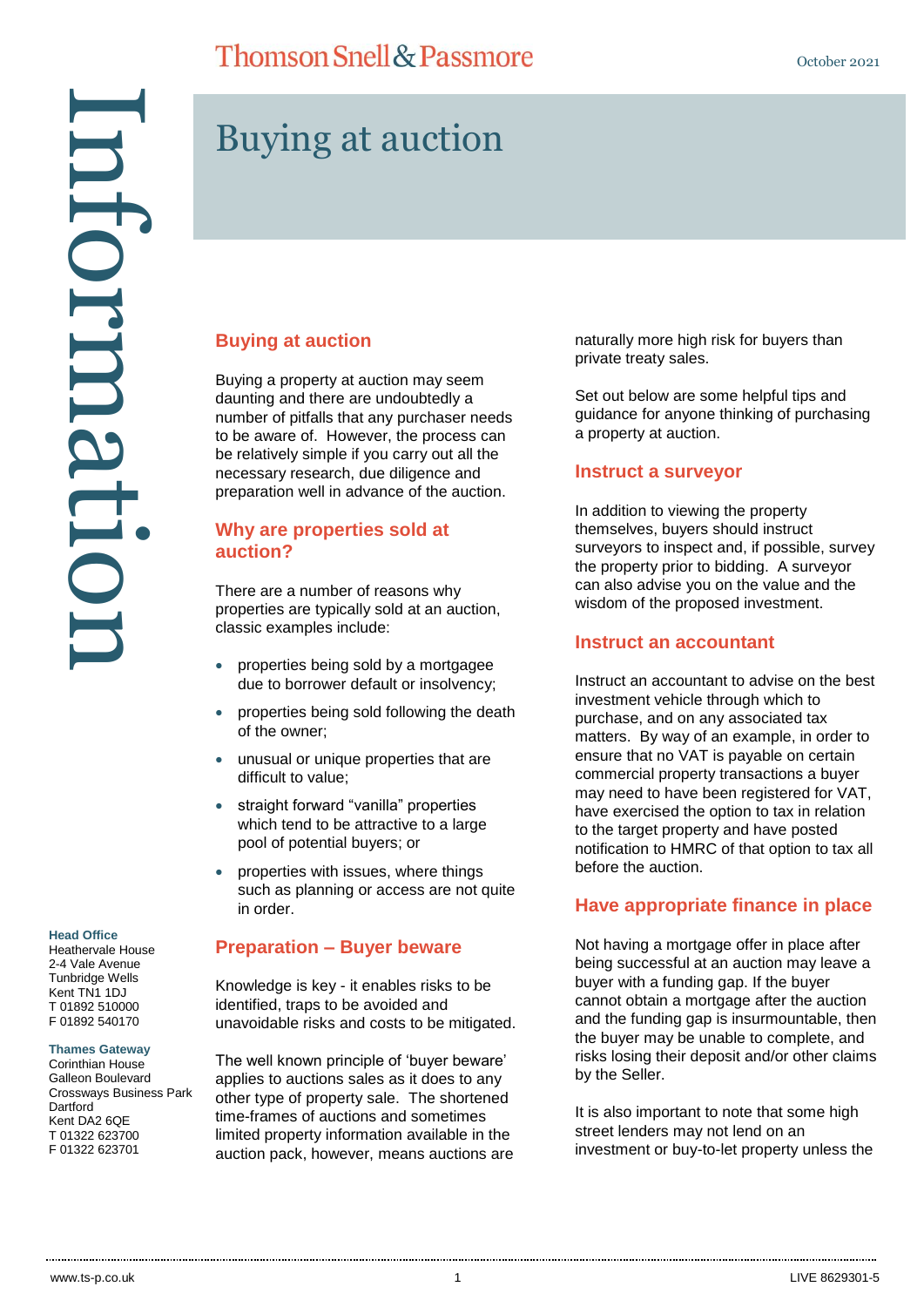# Buying at auction

## Buying at auction

Buying a property at auction may seem daunting and there are undoubtedly a number of pitfalls that any purchaser needs to be aware of. However, the process can be relatively simple if you carry out all the necessary research, due diligence and preparation well in advance of the auction.

## Why are properties sold at auction?

There are a number of reasons why properties are typically sold at an auction, classic examples include:

- properties being sold by a mortgagee due to borrower default or insolvency;
- properties being sold following the death of the owner;
- unusual or unique properties that are difficult to value;
- straight forward "vanilla" properties which tend to be attractive to a large pool of potential buyers; or
- properties with issues, where things such as planning or access are not quite in order.

## Preparation – Buyer beware

Knowledge is key - it enables risks to be identified, traps to be avoided and unavoidable risks and costs to be mitigated.

The well known principle of 'buyer beware' applies to auctions sales as it does to any other type of property sale. The shortened time-frames of auctions and sometimes limited property information available in the auction pack, however, means auctions are naturally more high risk for buyers than private treaty sales.

Set out below are some helpful tips and guidance for anyone thinking of purchasing a property at auction.

## Instruct a surveyor

In addition to viewing the property themselves, buyers should instruct surveyors to inspect and, if possible, survey the property prior to bidding. A surveyor can also advise you on the value and the wisdom of the proposed investment.

## Instruct an accountant

Instruct an accountant to advise on the best investment vehicle through which to purchase, and on any associated tax matters. By way of an example, in order to ensure that no VAT is payable on certain commercial property transactions a buyer may need to have been registered for VAT, have exercised the option to tax in relation to the target property and have posted notification to HMRC of that option to tax all before the auction.

## Have appropriate finance in place

Not having a mortgage offer in place after being successful at an auction may leave a buyer with a funding gap. If the buyer cannot obtain a mortgage after the auction and the funding gap is insurmountable, then the buyer may be unable to complete, and risks losing their deposit and/or other claims by the Seller.

It is also important to note that some high street lenders may not lend on an investment or buy-to-let property unless the

**Head Office**
Heathervale House
2-4 Vale Avenue
Tunbridge Wells
Kent TN1 1DJ
T 01892 510000
F 01892 540170

**Thames Gateway**
Corinthian House
Galleon Boulevard
Crossways Business Park
Dartford
Kent DA2 6QE
T 01322 623700
F 01322 623701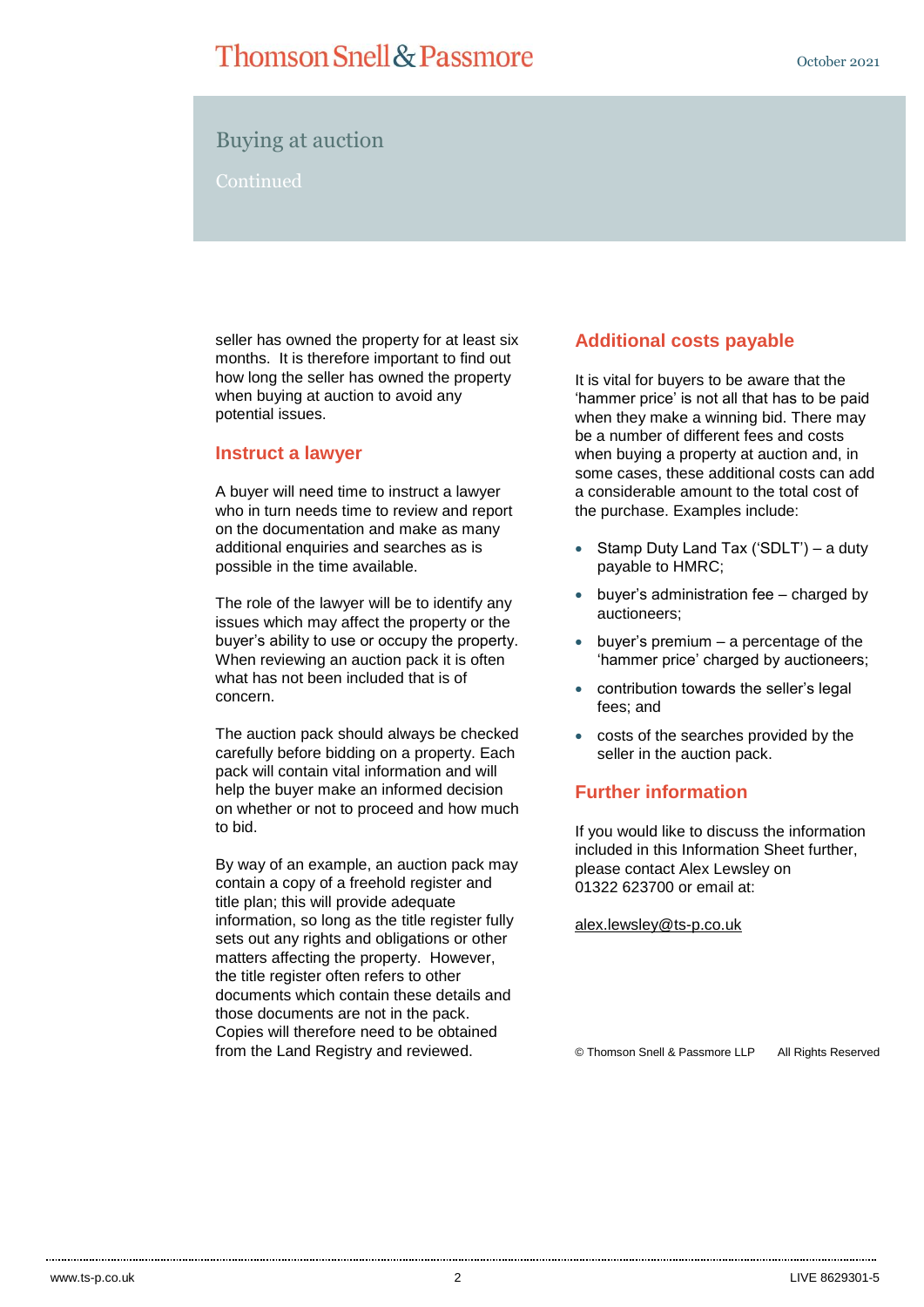# Buying at auction

Continued

seller has owned the property for at least six months. It is therefore important to find out how long the seller has owned the property when buying at auction to avoid any potential issues.

## Instruct a lawyer

A buyer will need time to instruct a lawyer who in turn needs time to review and report on the documentation and make as many additional enquiries and searches as is possible in the time available.

The role of the lawyer will be to identify any issues which may affect the property or the buyer's ability to use or occupy the property. When reviewing an auction pack it is often what has not been included that is of concern.

The auction pack should always be checked carefully before bidding on a property. Each pack will contain vital information and will help the buyer make an informed decision on whether or not to proceed and how much to bid.

By way of an example, an auction pack may contain a copy of a freehold register and title plan; this will provide adequate information, so long as the title register fully sets out any rights and obligations or other matters affecting the property. However, the title register often refers to other documents which contain these details and those documents are not in the pack. Copies will therefore need to be obtained from the Land Registry and reviewed.

## Additional costs payable

It is vital for buyers to be aware that the 'hammer price' is not all that has to be paid when they make a winning bid. There may be a number of different fees and costs when buying a property at auction and, in some cases, these additional costs can add a considerable amount to the total cost of the purchase. Examples include:

- Stamp Duty Land Tax ('SDLT') – a duty payable to HMRC;
- buyer's administration fee – charged by auctioneers;
- buyer's premium – a percentage of the 'hammer price' charged by auctioneers;
- contribution towards the seller's legal fees; and
- costs of the searches provided by the seller in the auction pack.

## Further information

If you would like to discuss the information included in this Information Sheet further, please contact Alex Lewsley on 01322 623700 or email at:

alex.lewsley@ts-p.co.uk

© Thomson Snell & Passmore LLP All Rights Reserved